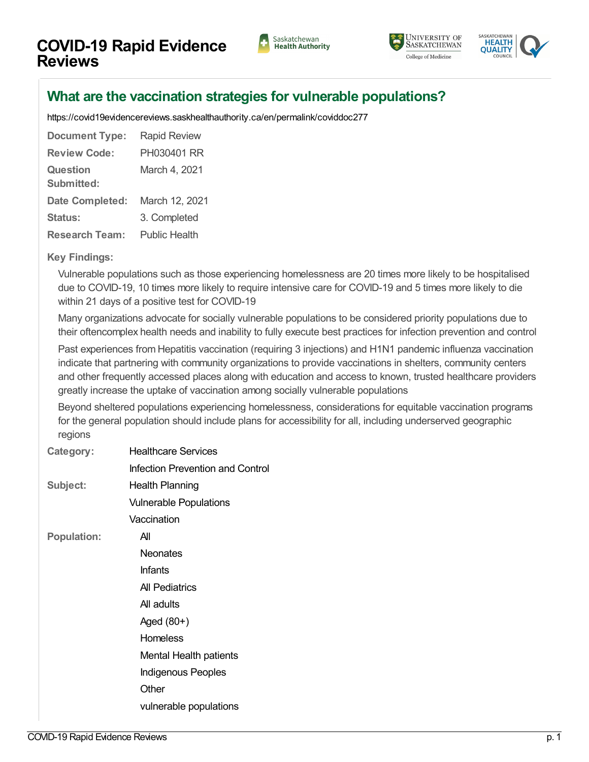# COVID-19 Rapid Evidence Reviews

## What are the vaccination strategies for vulnerable populations?

https://covid19evidencereviews.saskhealthauthority.ca/en/permalink/coviddoc277

| | |
|---|---|
| **Document Type:** | Rapid Review |
| **Review Code:** | PH030401 RR |
| **Question Submitted:** | March 4, 2021 |
| **Date Completed:** | March 12, 2021 |
| **Status:** | 3. Completed |
| **Research Team:** | Public Health |

**Key Findings:**

Vulnerable populations such as those experiencing homelessness are 20 times more likely to be hospitalised due to COVID-19, 10 times more likely to require intensive care for COVID-19 and 5 times more likely to die within 21 days of a positive test for COVID-19

Many organizations advocate for socially vulnerable populations to be considered priority populations due to their oftencomplex health needs and inability to fully execute best practices for infection prevention and control

Past experiences from Hepatitis vaccination (requiring 3 injections) and H1N1 pandemic influenza vaccination indicate that partnering with community organizations to provide vaccinations in shelters, community centers and other frequently accessed places along with education and access to known, trusted healthcare providers greatly increase the uptake of vaccination among socially vulnerable populations

Beyond sheltered populations experiencing homelessness, considerations for equitable vaccination programs for the general population should include plans for accessibility for all, including underserved geographic regions

**Category:**
- Healthcare Services
- Infection Prevention and Control

**Subject:**
- Health Planning
- Vulnerable Populations
- Vaccination

**Population:**
- All
- Neonates
- Infants
- All Pediatrics
- All adults
- Aged (80+)
- Homeless
- Mental Health patients
- Indigenous Peoples
- Other
- vulnerable populations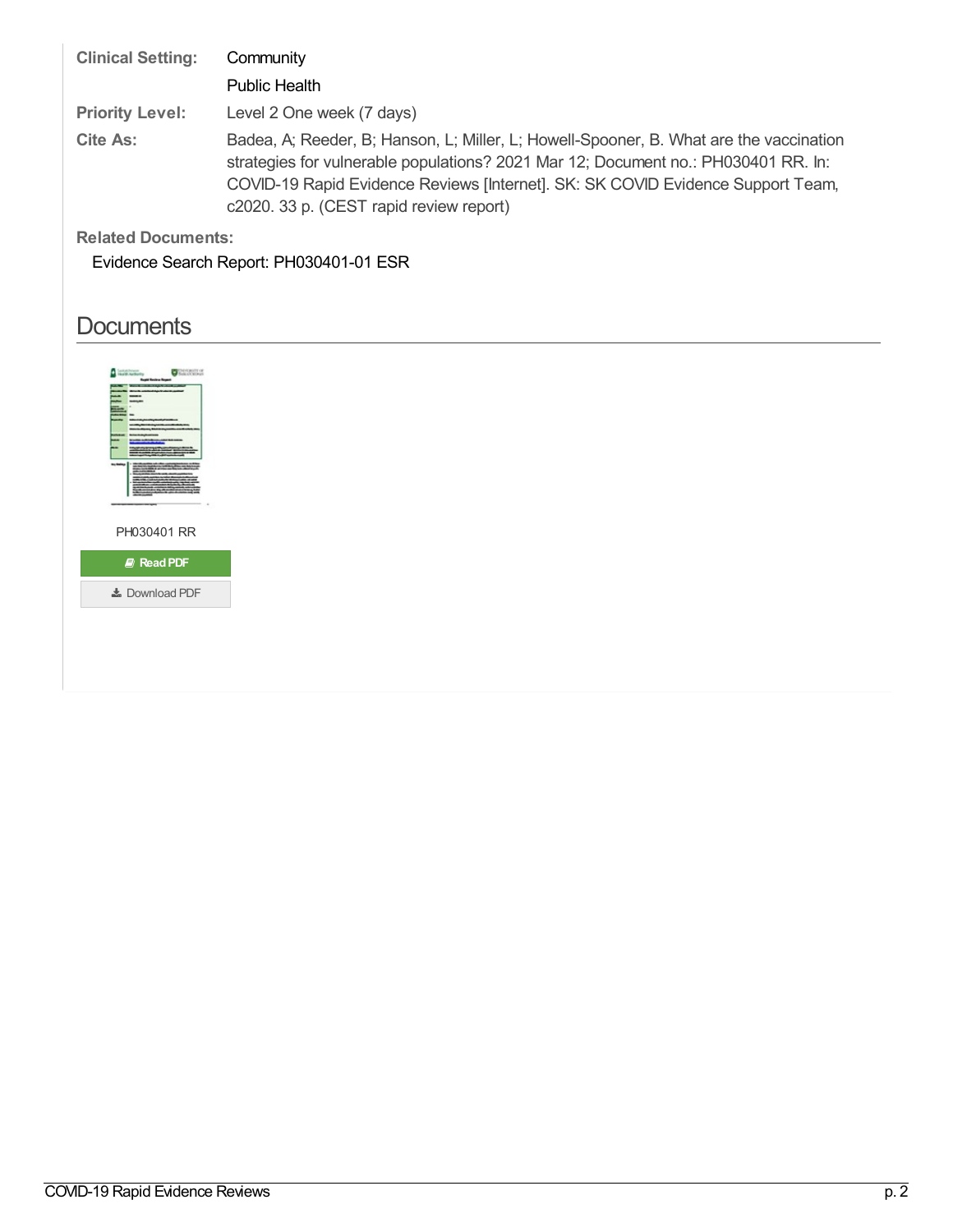| | |
|---|---|
| **Clinical Setting:** | Community |
| | Public Health |
| **Priority Level:** | Level 2 One week (7 days) |
| **Cite As:** | Badea, A; Reeder, B; Hanson, L; Miller, L; Howell-Spooner, B. What are the vaccination strategies for vulnerable populations? 2021 Mar 12; Document no.: PH030401 RR. In: COVID-19 Rapid Evidence Reviews [Internet]. SK: SK COVID Evidence Support Team, c2020. 33 p. (CEST rapid review report) |

**Related Documents:**

Evidence Search Report: PH030401-01 ESR

## Documents

PH030401 RR

Read PDF

Download PDF